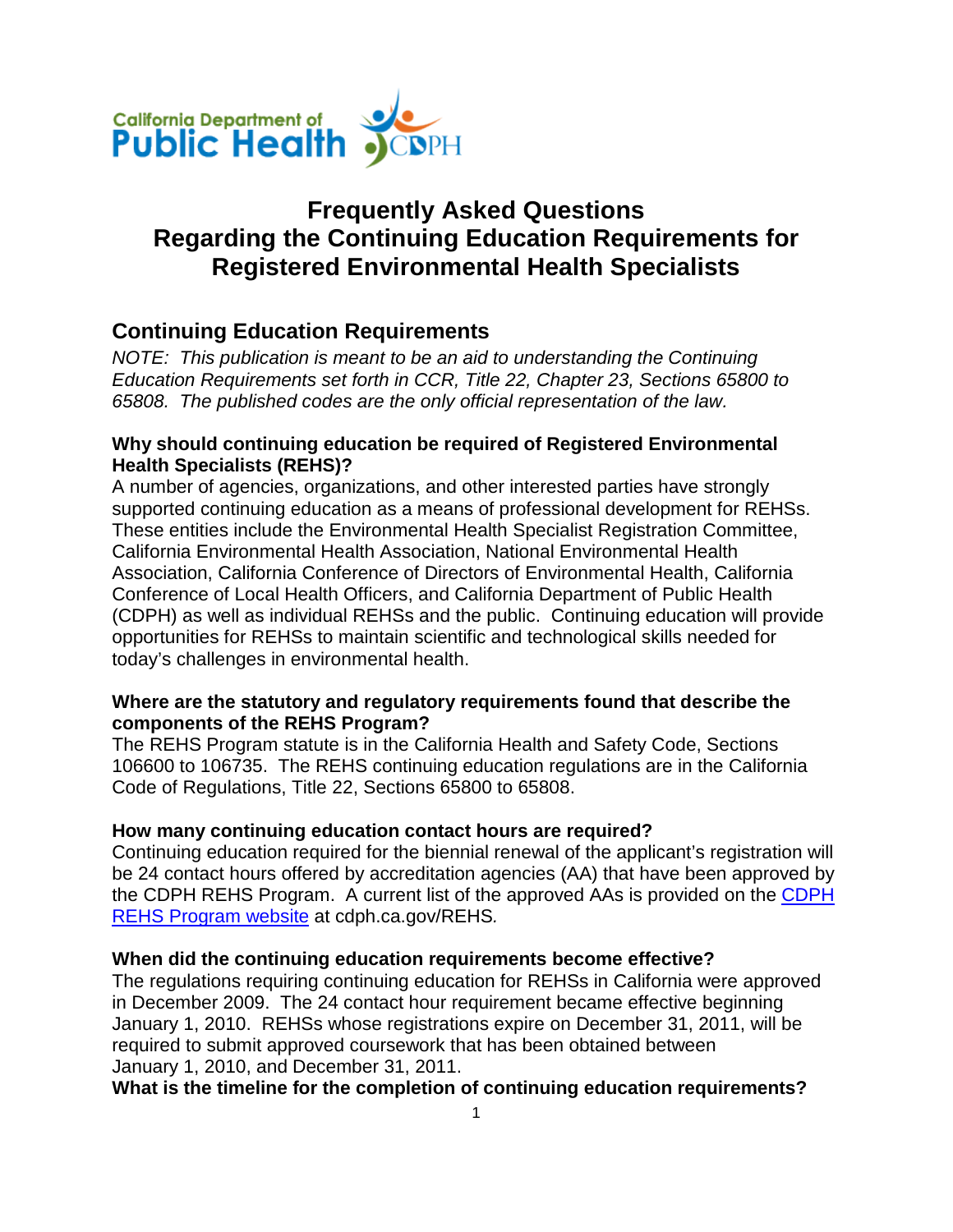California Department of Public Health

# Frequently Asked Questions Regarding the Continuing Education Requirements for Registered Environmental Health Specialists

## Continuing Education Requirements

*NOTE: This publication is meant to be an aid to understanding the Continuing Education Requirements set forth in CCR, Title 22, Chapter 23, Sections 65800 to 65808. The published codes are the only official representation of the law.*

### Why should continuing education be required of Registered Environmental Health Specialists (REHS)?

A number of agencies, organizations, and other interested parties have strongly supported continuing education as a means of professional development for REHSs. These entities include the Environmental Health Specialist Registration Committee, California Environmental Health Association, National Environmental Health Association, California Conference of Directors of Environmental Health, California Conference of Local Health Officers, and California Department of Public Health (CDPH) as well as individual REHSs and the public. Continuing education will provide opportunities for REHSs to maintain scientific and technological skills needed for today's challenges in environmental health.

### Where are the statutory and regulatory requirements found that describe the components of the REHS Program?

The REHS Program statute is in the California Health and Safety Code, Sections 106600 to 106735. The REHS continuing education regulations are in the California Code of Regulations, Title 22, Sections 65800 to 65808.

### How many continuing education contact hours are required?

Continuing education required for the biennial renewal of the applicant's registration will be 24 contact hours offered by accreditation agencies (AA) that have been approved by the CDPH REHS Program. A current list of the approved AAs is provided on the CDPH REHS Program website at cdph.ca.gov/REHS*.*

### When did the continuing education requirements become effective?

The regulations requiring continuing education for REHSs in California were approved in December 2009. The 24 contact hour requirement became effective beginning January 1, 2010. REHSs whose registrations expire on December 31, 2011, will be required to submit approved coursework that has been obtained between January 1, 2010, and December 31, 2011.

### What is the timeline for the completion of continuing education requirements?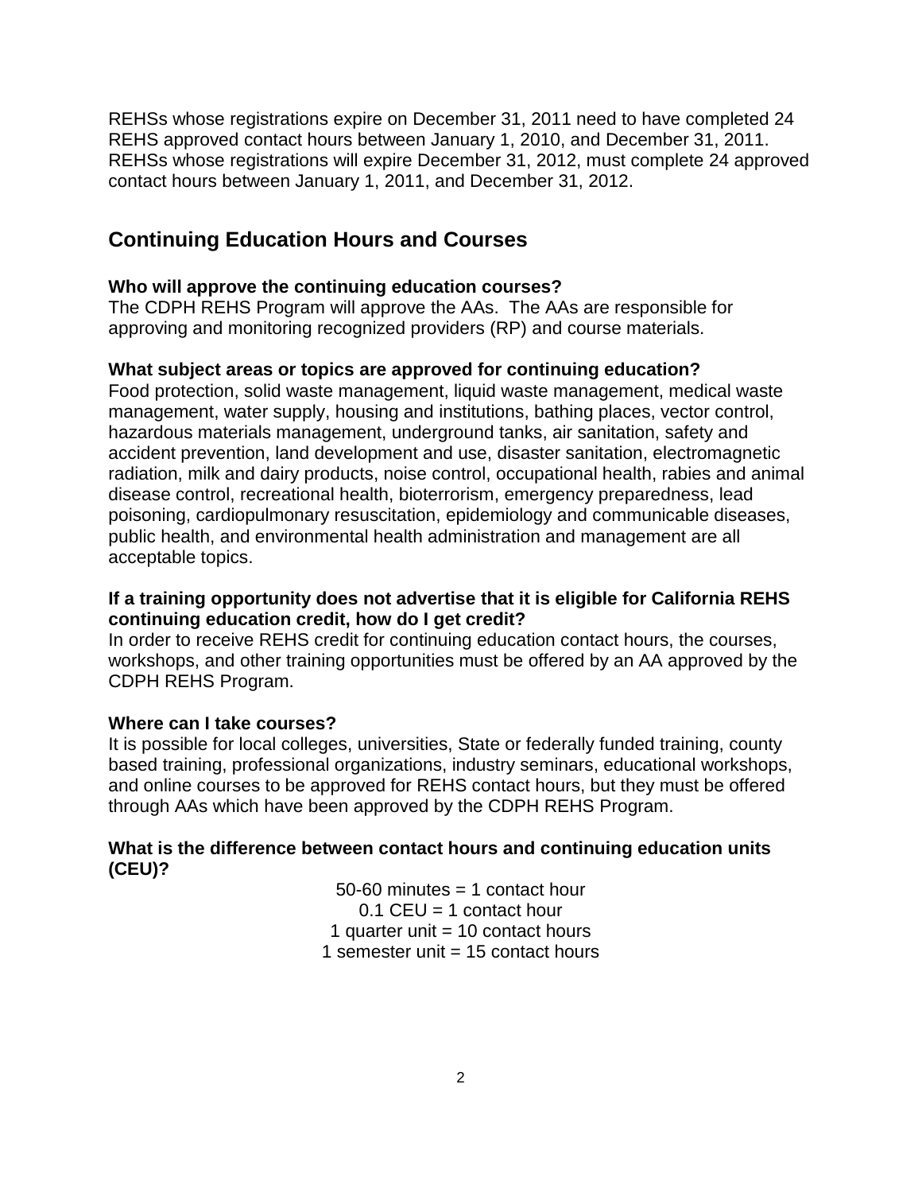REHSs whose registrations expire on December 31, 2011 need to have completed 24 REHS approved contact hours between January 1, 2010, and December 31, 2011. REHSs whose registrations will expire December 31, 2012, must complete 24 approved contact hours between January 1, 2011, and December 31, 2012.

## Continuing Education Hours and Courses

**Who will approve the continuing education courses?**
The CDPH REHS Program will approve the AAs. The AAs are responsible for approving and monitoring recognized providers (RP) and course materials.

**What subject areas or topics are approved for continuing education?**
Food protection, solid waste management, liquid waste management, medical waste management, water supply, housing and institutions, bathing places, vector control, hazardous materials management, underground tanks, air sanitation, safety and accident prevention, land development and use, disaster sanitation, electromagnetic radiation, milk and dairy products, noise control, occupational health, rabies and animal disease control, recreational health, bioterrorism, emergency preparedness, lead poisoning, cardiopulmonary resuscitation, epidemiology and communicable diseases, public health, and environmental health administration and management are all acceptable topics.

**If a training opportunity does not advertise that it is eligible for California REHS continuing education credit, how do I get credit?**
In order to receive REHS credit for continuing education contact hours, the courses, workshops, and other training opportunities must be offered by an AA approved by the CDPH REHS Program.

**Where can I take courses?**
It is possible for local colleges, universities, State or federally funded training, county based training, professional organizations, industry seminars, educational workshops, and online courses to be approved for REHS contact hours, but they must be offered through AAs which have been approved by the CDPH REHS Program.

**What is the difference between contact hours and continuing education units (CEU)?**

50-60 minutes = 1 contact hour
0.1 CEU = 1 contact hour
1 quarter unit = 10 contact hours
1 semester unit = 15 contact hours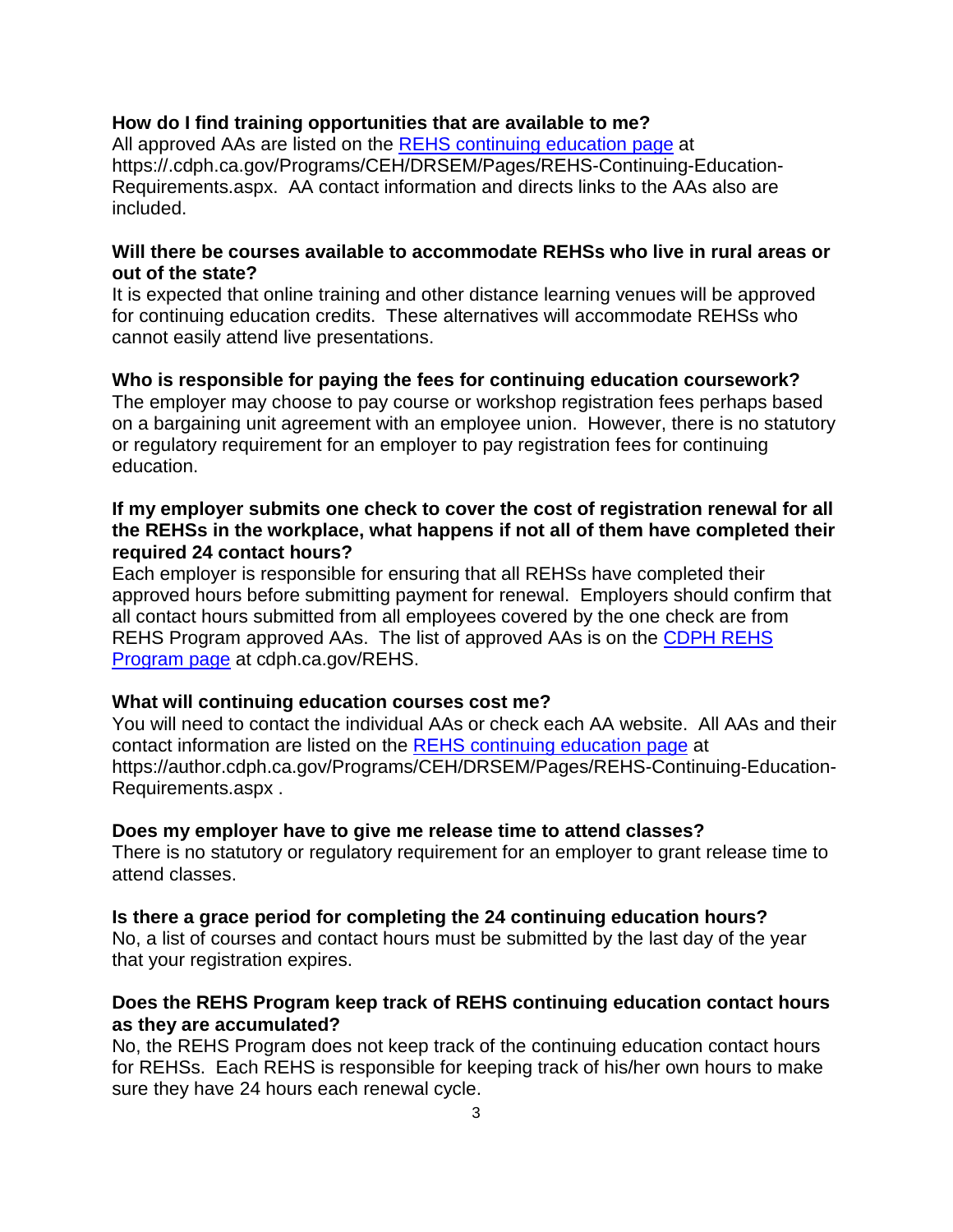**How do I find training opportunities that are available to me?**

All approved AAs are listed on the [REHS continuing education page](https://.cdph.ca.gov/Programs/CEH/DRSEM/Pages/REHS-Continuing-Education-Requirements.aspx) at https://.cdph.ca.gov/Programs/CEH/DRSEM/Pages/REHS-Continuing-Education-Requirements.aspx. AA contact information and directs links to the AAs also are included.

**Will there be courses available to accommodate REHSs who live in rural areas or out of the state?**

It is expected that online training and other distance learning venues will be approved for continuing education credits. These alternatives will accommodate REHSs who cannot easily attend live presentations.

**Who is responsible for paying the fees for continuing education coursework?**

The employer may choose to pay course or workshop registration fees perhaps based on a bargaining unit agreement with an employee union. However, there is no statutory or regulatory requirement for an employer to pay registration fees for continuing education.

**If my employer submits one check to cover the cost of registration renewal for all the REHSs in the workplace, what happens if not all of them have completed their required 24 contact hours?**

Each employer is responsible for ensuring that all REHSs have completed their approved hours before submitting payment for renewal. Employers should confirm that all contact hours submitted from all employees covered by the one check are from REHS Program approved AAs. The list of approved AAs is on the [CDPH REHS Program page](cdph.ca.gov/REHS) at cdph.ca.gov/REHS.

**What will continuing education courses cost me?**

You will need to contact the individual AAs or check each AA website. All AAs and their contact information are listed on the [REHS continuing education page](https://author.cdph.ca.gov/Programs/CEH/DRSEM/Pages/REHS-Continuing-Education-Requirements.aspx) at https://author.cdph.ca.gov/Programs/CEH/DRSEM/Pages/REHS-Continuing-Education-Requirements.aspx .

**Does my employer have to give me release time to attend classes?**

There is no statutory or regulatory requirement for an employer to grant release time to attend classes.

**Is there a grace period for completing the 24 continuing education hours?**

No, a list of courses and contact hours must be submitted by the last day of the year that your registration expires.

**Does the REHS Program keep track of REHS continuing education contact hours as they are accumulated?**

No, the REHS Program does not keep track of the continuing education contact hours for REHSs. Each REHS is responsible for keeping track of his/her own hours to make sure they have 24 hours each renewal cycle.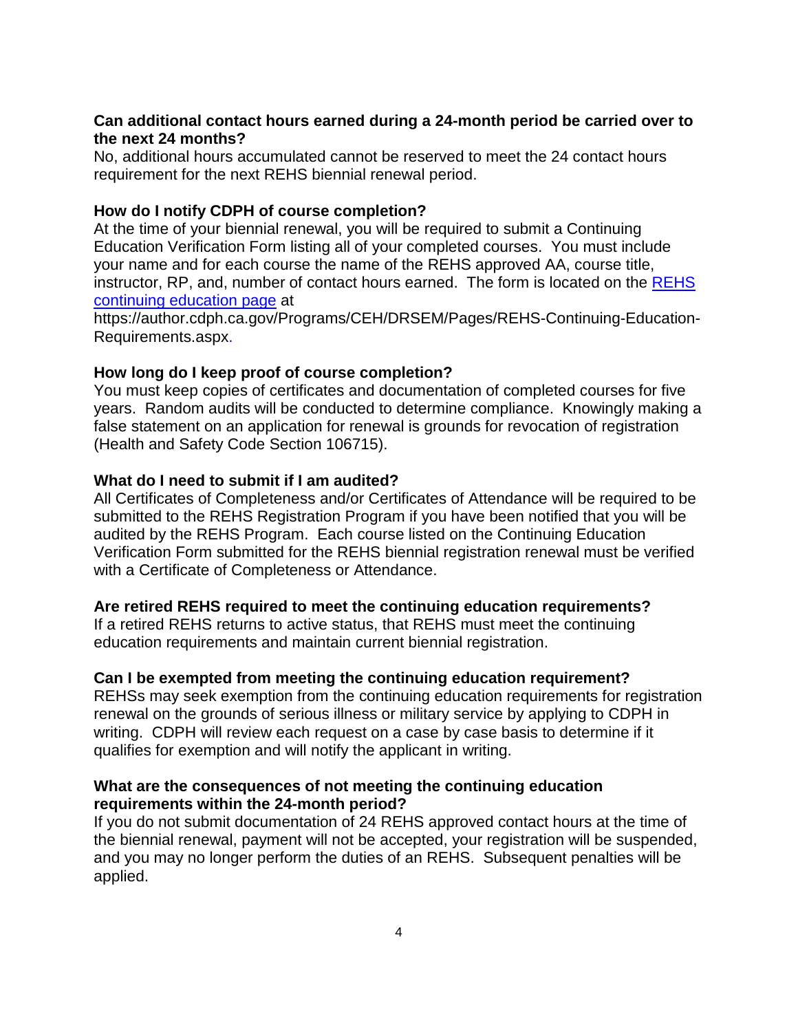**Can additional contact hours earned during a 24-month period be carried over to the next 24 months?**
No, additional hours accumulated cannot be reserved to meet the 24 contact hours requirement for the next REHS biennial renewal period.

**How do I notify CDPH of course completion?**
At the time of your biennial renewal, you will be required to submit a Continuing Education Verification Form listing all of your completed courses. You must include your name and for each course the name of the REHS approved AA, course title, instructor, RP, and, number of contact hours earned. The form is located on the [REHS continuing education page](https://author.cdph.ca.gov/Programs/CEH/DRSEM/Pages/REHS-Continuing-Education-Requirements.aspx) at https://author.cdph.ca.gov/Programs/CEH/DRSEM/Pages/REHS-Continuing-Education-Requirements.aspx.

**How long do I keep proof of course completion?**
You must keep copies of certificates and documentation of completed courses for five years. Random audits will be conducted to determine compliance. Knowingly making a false statement on an application for renewal is grounds for revocation of registration (Health and Safety Code Section 106715).

**What do I need to submit if I am audited?**
All Certificates of Completeness and/or Certificates of Attendance will be required to be submitted to the REHS Registration Program if you have been notified that you will be audited by the REHS Program. Each course listed on the Continuing Education Verification Form submitted for the REHS biennial registration renewal must be verified with a Certificate of Completeness or Attendance.

**Are retired REHS required to meet the continuing education requirements?**
If a retired REHS returns to active status, that REHS must meet the continuing education requirements and maintain current biennial registration.

**Can I be exempted from meeting the continuing education requirement?**
REHSs may seek exemption from the continuing education requirements for registration renewal on the grounds of serious illness or military service by applying to CDPH in writing. CDPH will review each request on a case by case basis to determine if it qualifies for exemption and will notify the applicant in writing.

**What are the consequences of not meeting the continuing education requirements within the 24-month period?**
If you do not submit documentation of 24 REHS approved contact hours at the time of the biennial renewal, payment will not be accepted, your registration will be suspended, and you may no longer perform the duties of an REHS. Subsequent penalties will be applied.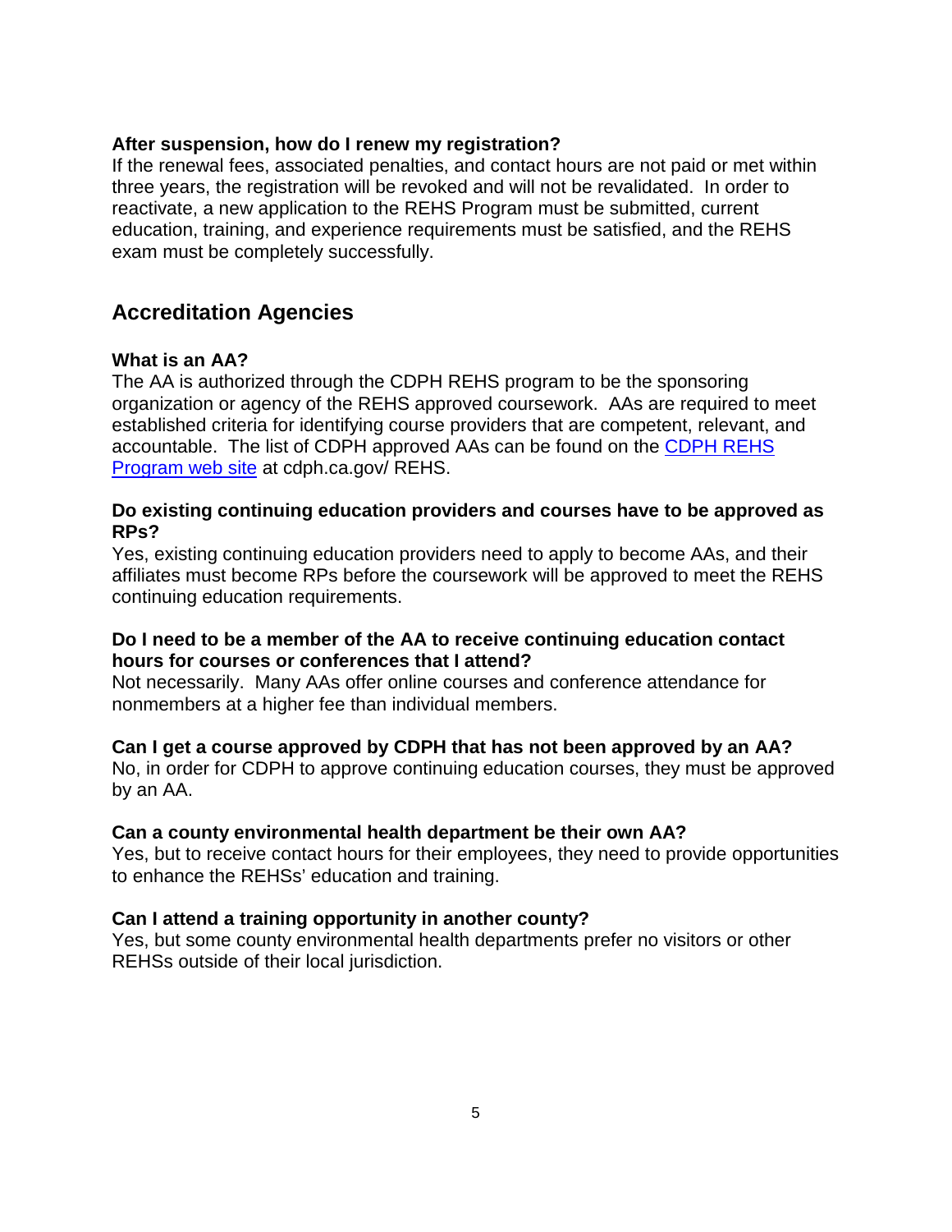**After suspension, how do I renew my registration?**

If the renewal fees, associated penalties, and contact hours are not paid or met within three years, the registration will be revoked and will not be revalidated. In order to reactivate, a new application to the REHS Program must be submitted, current education, training, and experience requirements must be satisfied, and the REHS exam must be completely successfully.

## Accreditation Agencies

**What is an AA?**

The AA is authorized through the CDPH REHS program to be the sponsoring organization or agency of the REHS approved coursework. AAs are required to meet established criteria for identifying course providers that are competent, relevant, and accountable. The list of CDPH approved AAs can be found on the CDPH REHS Program web site at cdph.ca.gov/ REHS.

**Do existing continuing education providers and courses have to be approved as RPs?**

Yes, existing continuing education providers need to apply to become AAs, and their affiliates must become RPs before the coursework will be approved to meet the REHS continuing education requirements.

**Do I need to be a member of the AA to receive continuing education contact hours for courses or conferences that I attend?**

Not necessarily. Many AAs offer online courses and conference attendance for nonmembers at a higher fee than individual members.

**Can I get a course approved by CDPH that has not been approved by an AA?**

No, in order for CDPH to approve continuing education courses, they must be approved by an AA.

**Can a county environmental health department be their own AA?**

Yes, but to receive contact hours for their employees, they need to provide opportunities to enhance the REHSs' education and training.

**Can I attend a training opportunity in another county?**

Yes, but some county environmental health departments prefer no visitors or other REHSs outside of their local jurisdiction.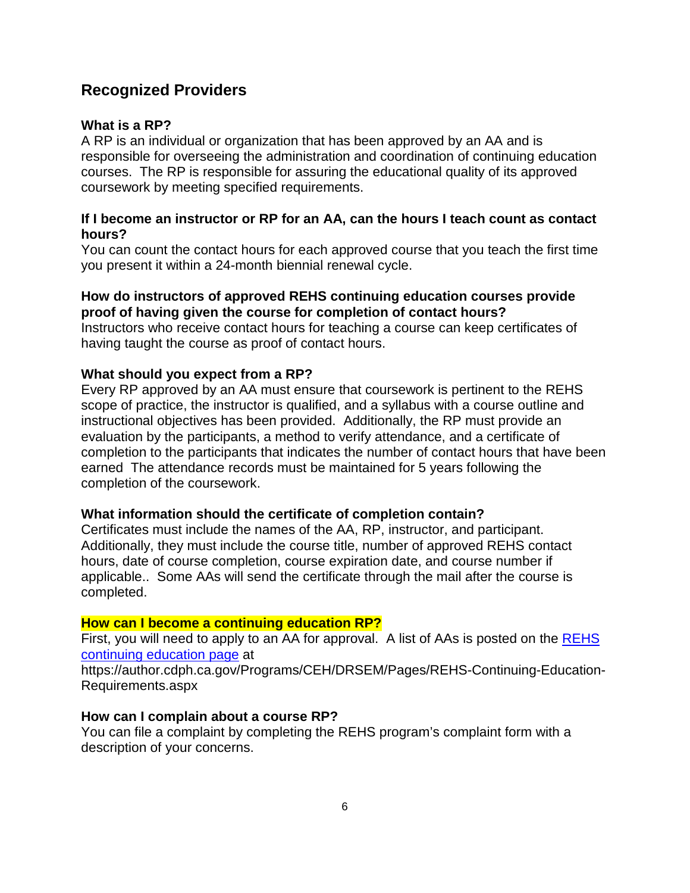## Recognized Providers

**What is a RP?**

A RP is an individual or organization that has been approved by an AA and is responsible for overseeing the administration and coordination of continuing education courses. The RP is responsible for assuring the educational quality of its approved coursework by meeting specified requirements.

**If I become an instructor or RP for an AA, can the hours I teach count as contact hours?**

You can count the contact hours for each approved course that you teach the first time you present it within a 24-month biennial renewal cycle.

**How do instructors of approved REHS continuing education courses provide proof of having given the course for completion of contact hours?**

Instructors who receive contact hours for teaching a course can keep certificates of having taught the course as proof of contact hours.

**What should you expect from a RP?**

Every RP approved by an AA must ensure that coursework is pertinent to the REHS scope of practice, the instructor is qualified, and a syllabus with a course outline and instructional objectives has been provided. Additionally, the RP must provide an evaluation by the participants, a method to verify attendance, and a certificate of completion to the participants that indicates the number of contact hours that have been earned The attendance records must be maintained for 5 years following the completion of the coursework.

**What information should the certificate of completion contain?**

Certificates must include the names of the AA, RP, instructor, and participant. Additionally, they must include the course title, number of approved REHS contact hours, date of course completion, course expiration date, and course number if applicable.. Some AAs will send the certificate through the mail after the course is completed.

**How can I become a continuing education RP?**

First, you will need to apply to an AA for approval. A list of AAs is posted on the [REHS continuing education page](https://author.cdph.ca.gov/Programs/CEH/DRSEM/Pages/REHS-Continuing-Education-Requirements.aspx) at https://author.cdph.ca.gov/Programs/CEH/DRSEM/Pages/REHS-Continuing-Education-Requirements.aspx

**How can I complain about a course RP?**

You can file a complaint by completing the REHS program's complaint form with a description of your concerns.